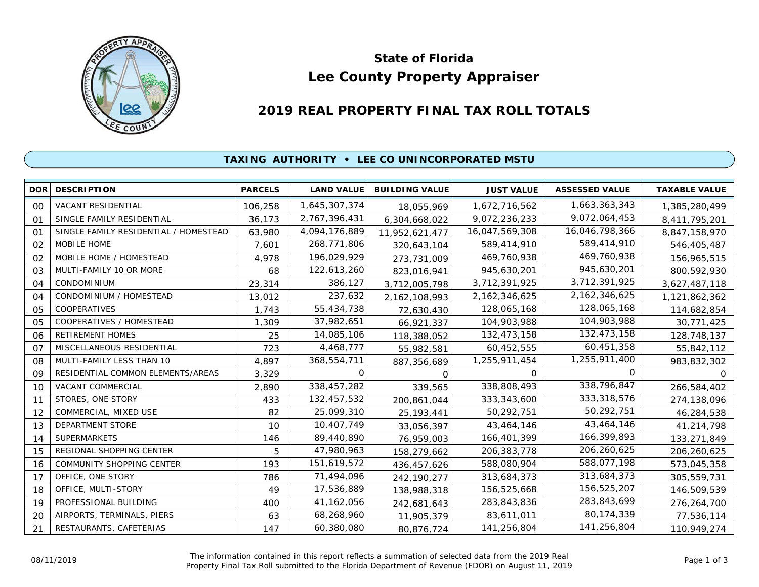# State of Florida
# Lee County Property Appraiser

## 2019 REAL PROPERTY FINAL TAX ROLL TOTALS

### TAXING AUTHORITY • LEE CO UNINCORPORATED MSTU

| DOR | DESCRIPTION | PARCELS | LAND VALUE | BUILDING VALUE | JUST VALUE | ASSESSED VALUE | TAXABLE VALUE |
|---|---|---|---|---|---|---|---|
| 00 | VACANT RESIDENTIAL | 106,258 | 1,645,307,374 | 18,055,969 | 1,672,716,562 | 1,663,363,343 | 1,385,280,499 |
| 01 | SINGLE FAMILY RESIDENTIAL | 36,173 | 2,767,396,431 | 6,304,668,022 | 9,072,236,233 | 9,072,064,453 | 8,411,795,201 |
| 01 | SINGLE FAMILY RESIDENTIAL / HOMESTEAD | 63,980 | 4,094,176,889 | 11,952,621,477 | 16,047,569,308 | 16,046,798,366 | 8,847,158,970 |
| 02 | MOBILE HOME | 7,601 | 268,771,806 | 320,643,104 | 589,414,910 | 589,414,910 | 546,405,487 |
| 02 | MOBILE HOME / HOMESTEAD | 4,978 | 196,029,929 | 273,731,009 | 469,760,938 | 469,760,938 | 156,965,515 |
| 03 | MULTI-FAMILY 10 OR MORE | 68 | 122,613,260 | 823,016,941 | 945,630,201 | 945,630,201 | 800,592,930 |
| 04 | CONDOMINIUM | 23,314 | 386,127 | 3,712,005,798 | 3,712,391,925 | 3,712,391,925 | 3,627,487,118 |
| 04 | CONDOMINIUM / HOMESTEAD | 13,012 | 237,632 | 2,162,108,993 | 2,162,346,625 | 2,162,346,625 | 1,121,862,362 |
| 05 | COOPERATIVES | 1,743 | 55,434,738 | 72,630,430 | 128,065,168 | 128,065,168 | 114,682,854 |
| 05 | COOPERATIVES / HOMESTEAD | 1,309 | 37,982,651 | 66,921,337 | 104,903,988 | 104,903,988 | 30,771,425 |
| 06 | RETIREMENT HOMES | 25 | 14,085,106 | 118,388,052 | 132,473,158 | 132,473,158 | 128,748,137 |
| 07 | MISCELLANEOUS RESIDENTIAL | 723 | 4,468,777 | 55,982,581 | 60,452,555 | 60,451,358 | 55,842,112 |
| 08 | MULTI-FAMILY LESS THAN 10 | 4,897 | 368,554,711 | 887,356,689 | 1,255,911,454 | 1,255,911,400 | 983,832,302 |
| 09 | RESIDENTIAL COMMON ELEMENTS/AREAS | 3,329 | 0 | 0 | 0 | 0 | 0 |
| 10 | VACANT COMMERCIAL | 2,890 | 338,457,282 | 339,565 | 338,808,493 | 338,796,847 | 266,584,402 |
| 11 | STORES, ONE STORY | 433 | 132,457,532 | 200,861,044 | 333,343,600 | 333,318,576 | 274,138,096 |
| 12 | COMMERCIAL, MIXED USE | 82 | 25,099,310 | 25,193,441 | 50,292,751 | 50,292,751 | 46,284,538 |
| 13 | DEPARTMENT STORE | 10 | 10,407,749 | 33,056,397 | 43,464,146 | 43,464,146 | 41,214,798 |
| 14 | SUPERMARKETS | 146 | 89,440,890 | 76,959,003 | 166,401,399 | 166,399,893 | 133,271,849 |
| 15 | REGIONAL SHOPPING CENTER | 5 | 47,980,963 | 158,279,662 | 206,383,778 | 206,260,625 | 206,260,625 |
| 16 | COMMUNITY SHOPPING CENTER | 193 | 151,619,572 | 436,457,626 | 588,080,904 | 588,077,198 | 573,045,358 |
| 17 | OFFICE, ONE STORY | 786 | 71,494,096 | 242,190,277 | 313,684,373 | 313,684,373 | 305,559,731 |
| 18 | OFFICE, MULTI-STORY | 49 | 17,536,889 | 138,988,318 | 156,525,668 | 156,525,207 | 146,509,539 |
| 19 | PROFESSIONAL BUILDING | 400 | 41,162,056 | 242,681,643 | 283,843,836 | 283,843,699 | 276,264,700 |
| 20 | AIRPORTS, TERMINALS, PIERS | 63 | 68,268,960 | 11,905,379 | 83,611,011 | 80,174,339 | 77,536,114 |
| 21 | RESTAURANTS, CAFETERIAS | 147 | 60,380,080 | 80,876,724 | 141,256,804 | 141,256,804 | 110,949,274 |

08/11/2019

The information contained in this report reflects a summation of selected data from the 2019 Real Property Final Tax Roll submitted to the Florida Department of Revenue (FDOR) on August 11, 2019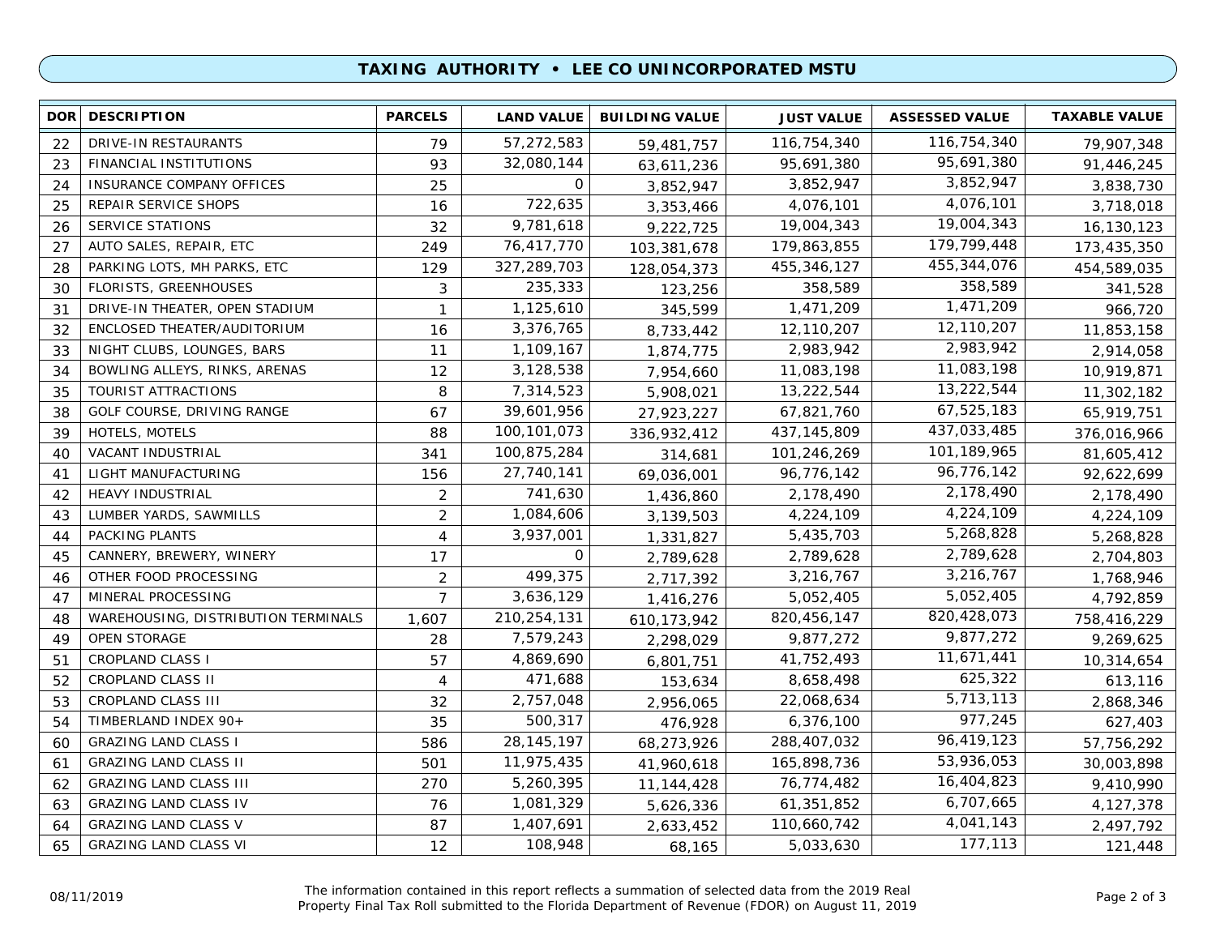## TAXING AUTHORITY • LEE CO UNINCORPORATED MSTU

| DOR | DESCRIPTION | PARCELS | LAND VALUE | BUILDING VALUE | JUST VALUE | ASSESSED VALUE | TAXABLE VALUE |
|---|---|---|---|---|---|---|---|
| 22 | DRIVE-IN RESTAURANTS | 79 | 57,272,583 | 59,481,757 | 116,754,340 | 116,754,340 | 79,907,348 |
| 23 | FINANCIAL INSTITUTIONS | 93 | 32,080,144 | 63,611,236 | 95,691,380 | 95,691,380 | 91,446,245 |
| 24 | INSURANCE COMPANY OFFICES | 25 | 0 | 3,852,947 | 3,852,947 | 3,852,947 | 3,838,730 |
| 25 | REPAIR SERVICE SHOPS | 16 | 722,635 | 3,353,466 | 4,076,101 | 4,076,101 | 3,718,018 |
| 26 | SERVICE STATIONS | 32 | 9,781,618 | 9,222,725 | 19,004,343 | 19,004,343 | 16,130,123 |
| 27 | AUTO SALES, REPAIR, ETC | 249 | 76,417,770 | 103,381,678 | 179,863,855 | 179,799,448 | 173,435,350 |
| 28 | PARKING LOTS, MH PARKS, ETC | 129 | 327,289,703 | 128,054,373 | 455,346,127 | 455,344,076 | 454,589,035 |
| 30 | FLORISTS, GREENHOUSES | 3 | 235,333 | 123,256 | 358,589 | 358,589 | 341,528 |
| 31 | DRIVE-IN THEATER, OPEN STADIUM | 1 | 1,125,610 | 345,599 | 1,471,209 | 1,471,209 | 966,720 |
| 32 | ENCLOSED THEATER/AUDITORIUM | 16 | 3,376,765 | 8,733,442 | 12,110,207 | 12,110,207 | 11,853,158 |
| 33 | NIGHT CLUBS, LOUNGES, BARS | 11 | 1,109,167 | 1,874,775 | 2,983,942 | 2,983,942 | 2,914,058 |
| 34 | BOWLING ALLEYS, RINKS, ARENAS | 12 | 3,128,538 | 7,954,660 | 11,083,198 | 11,083,198 | 10,919,871 |
| 35 | TOURIST ATTRACTIONS | 8 | 7,314,523 | 5,908,021 | 13,222,544 | 13,222,544 | 11,302,182 |
| 38 | GOLF COURSE, DRIVING RANGE | 67 | 39,601,956 | 27,923,227 | 67,821,760 | 67,525,183 | 65,919,751 |
| 39 | HOTELS, MOTELS | 88 | 100,101,073 | 336,932,412 | 437,145,809 | 437,033,485 | 376,016,966 |
| 40 | VACANT INDUSTRIAL | 341 | 100,875,284 | 314,681 | 101,246,269 | 101,189,965 | 81,605,412 |
| 41 | LIGHT MANUFACTURING | 156 | 27,740,141 | 69,036,001 | 96,776,142 | 96,776,142 | 92,622,699 |
| 42 | HEAVY INDUSTRIAL | 2 | 741,630 | 1,436,860 | 2,178,490 | 2,178,490 | 2,178,490 |
| 43 | LUMBER YARDS, SAWMILLS | 2 | 1,084,606 | 3,139,503 | 4,224,109 | 4,224,109 | 4,224,109 |
| 44 | PACKING PLANTS | 4 | 3,937,001 | 1,331,827 | 5,435,703 | 5,268,828 | 5,268,828 |
| 45 | CANNERY, BREWERY, WINERY | 17 | 0 | 2,789,628 | 2,789,628 | 2,789,628 | 2,704,803 |
| 46 | OTHER FOOD PROCESSING | 2 | 499,375 | 2,717,392 | 3,216,767 | 3,216,767 | 1,768,946 |
| 47 | MINERAL PROCESSING | 7 | 3,636,129 | 1,416,276 | 5,052,405 | 5,052,405 | 4,792,859 |
| 48 | WAREHOUSING, DISTRIBUTION TERMINALS | 1,607 | 210,254,131 | 610,173,942 | 820,456,147 | 820,428,073 | 758,416,229 |
| 49 | OPEN STORAGE | 28 | 7,579,243 | 2,298,029 | 9,877,272 | 9,877,272 | 9,269,625 |
| 51 | CROPLAND CLASS I | 57 | 4,869,690 | 6,801,751 | 41,752,493 | 11,671,441 | 10,314,654 |
| 52 | CROPLAND CLASS II | 4 | 471,688 | 153,634 | 8,658,498 | 625,322 | 613,116 |
| 53 | CROPLAND CLASS III | 32 | 2,757,048 | 2,956,065 | 22,068,634 | 5,713,113 | 2,868,346 |
| 54 | TIMBERLAND INDEX 90+ | 35 | 500,317 | 476,928 | 6,376,100 | 977,245 | 627,403 |
| 60 | GRAZING LAND CLASS I | 586 | 28,145,197 | 68,273,926 | 288,407,032 | 96,419,123 | 57,756,292 |
| 61 | GRAZING LAND CLASS II | 501 | 11,975,435 | 41,960,618 | 165,898,736 | 53,936,053 | 30,003,898 |
| 62 | GRAZING LAND CLASS III | 270 | 5,260,395 | 11,144,428 | 76,774,482 | 16,404,823 | 9,410,990 |
| 63 | GRAZING LAND CLASS IV | 76 | 1,081,329 | 5,626,336 | 61,351,852 | 6,707,665 | 4,127,378 |
| 64 | GRAZING LAND CLASS V | 87 | 1,407,691 | 2,633,452 | 110,660,742 | 4,041,143 | 2,497,792 |
| 65 | GRAZING LAND CLASS VI | 12 | 108,948 | 68,165 | 5,033,630 | 177,113 | 121,448 |

08/11/2019

The information contained in this report reflects a summation of selected data from the 2019 Real Property Final Tax Roll submitted to the Florida Department of Revenue (FDOR) on August 11, 2019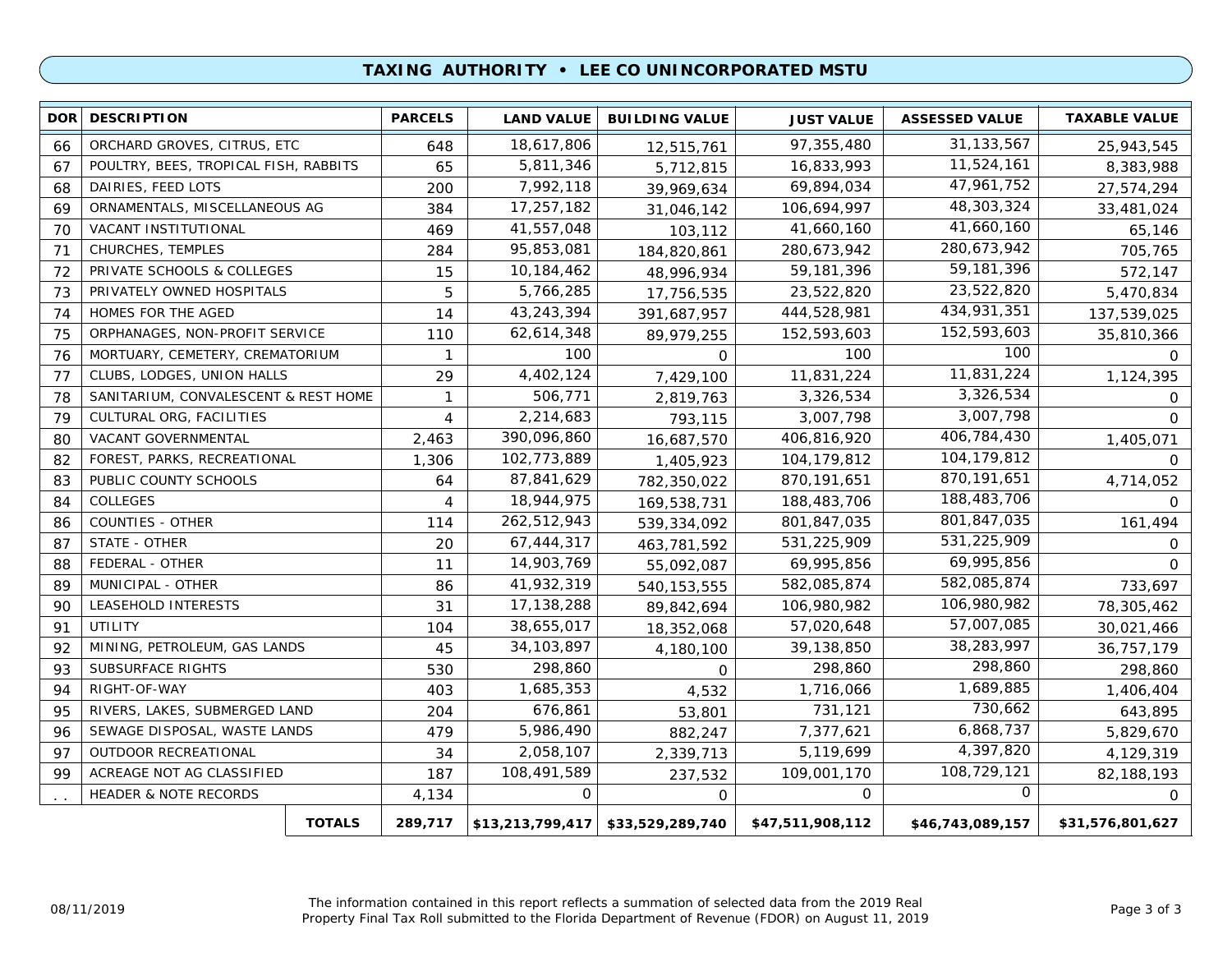## TAXING AUTHORITY • LEE CO UNINCORPORATED MSTU

| DOR | DESCRIPTION | PARCELS | LAND VALUE | BUILDING VALUE | JUST VALUE | ASSESSED VALUE | TAXABLE VALUE |
|---|---|---|---|---|---|---|---|
| 66 | ORCHARD GROVES, CITRUS, ETC | 648 | 18,617,806 | 12,515,761 | 97,355,480 | 31,133,567 | 25,943,545 |
| 67 | POULTRY, BEES, TROPICAL FISH, RABBITS | 65 | 5,811,346 | 5,712,815 | 16,833,993 | 11,524,161 | 8,383,988 |
| 68 | DAIRIES, FEED LOTS | 200 | 7,992,118 | 39,969,634 | 69,894,034 | 47,961,752 | 27,574,294 |
| 69 | ORNAMENTALS, MISCELLANEOUS AG | 384 | 17,257,182 | 31,046,142 | 106,694,997 | 48,303,324 | 33,481,024 |
| 70 | VACANT INSTITUTIONAL | 469 | 41,557,048 | 103,112 | 41,660,160 | 41,660,160 | 65,146 |
| 71 | CHURCHES, TEMPLES | 284 | 95,853,081 | 184,820,861 | 280,673,942 | 280,673,942 | 705,765 |
| 72 | PRIVATE SCHOOLS & COLLEGES | 15 | 10,184,462 | 48,996,934 | 59,181,396 | 59,181,396 | 572,147 |
| 73 | PRIVATELY OWNED HOSPITALS | 5 | 5,766,285 | 17,756,535 | 23,522,820 | 23,522,820 | 5,470,834 |
| 74 | HOMES FOR THE AGED | 14 | 43,243,394 | 391,687,957 | 444,528,981 | 434,931,351 | 137,539,025 |
| 75 | ORPHANAGES, NON-PROFIT SERVICE | 110 | 62,614,348 | 89,979,255 | 152,593,603 | 152,593,603 | 35,810,366 |
| 76 | MORTUARY, CEMETERY, CREMATORIUM | 1 | 100 | 0 | 100 | 100 | 0 |
| 77 | CLUBS, LODGES, UNION HALLS | 29 | 4,402,124 | 7,429,100 | 11,831,224 | 11,831,224 | 1,124,395 |
| 78 | SANITARIUM, CONVALESCENT & REST HOME | 1 | 506,771 | 2,819,763 | 3,326,534 | 3,326,534 | 0 |
| 79 | CULTURAL ORG, FACILITIES | 4 | 2,214,683 | 793,115 | 3,007,798 | 3,007,798 | 0 |
| 80 | VACANT GOVERNMENTAL | 2,463 | 390,096,860 | 16,687,570 | 406,816,920 | 406,784,430 | 1,405,071 |
| 82 | FOREST, PARKS, RECREATIONAL | 1,306 | 102,773,889 | 1,405,923 | 104,179,812 | 104,179,812 | 0 |
| 83 | PUBLIC COUNTY SCHOOLS | 64 | 87,841,629 | 782,350,022 | 870,191,651 | 870,191,651 | 4,714,052 |
| 84 | COLLEGES | 4 | 18,944,975 | 169,538,731 | 188,483,706 | 188,483,706 | 0 |
| 86 | COUNTIES - OTHER | 114 | 262,512,943 | 539,334,092 | 801,847,035 | 801,847,035 | 161,494 |
| 87 | STATE - OTHER | 20 | 67,444,317 | 463,781,592 | 531,225,909 | 531,225,909 | 0 |
| 88 | FEDERAL - OTHER | 11 | 14,903,769 | 55,092,087 | 69,995,856 | 69,995,856 | 0 |
| 89 | MUNICIPAL - OTHER | 86 | 41,932,319 | 540,153,555 | 582,085,874 | 582,085,874 | 733,697 |
| 90 | LEASEHOLD INTERESTS | 31 | 17,138,288 | 89,842,694 | 106,980,982 | 106,980,982 | 78,305,462 |
| 91 | UTILITY | 104 | 38,655,017 | 18,352,068 | 57,020,648 | 57,007,085 | 30,021,466 |
| 92 | MINING, PETROLEUM, GAS LANDS | 45 | 34,103,897 | 4,180,100 | 39,138,850 | 38,283,997 | 36,757,179 |
| 93 | SUBSURFACE RIGHTS | 530 | 298,860 | 0 | 298,860 | 298,860 | 298,860 |
| 94 | RIGHT-OF-WAY | 403 | 1,685,353 | 4,532 | 1,716,066 | 1,689,885 | 1,406,404 |
| 95 | RIVERS, LAKES, SUBMERGED LAND | 204 | 676,861 | 53,801 | 731,121 | 730,662 | 643,895 |
| 96 | SEWAGE DISPOSAL, WASTE LANDS | 479 | 5,986,490 | 882,247 | 7,377,621 | 6,868,737 | 5,829,670 |
| 97 | OUTDOOR RECREATIONAL | 34 | 2,058,107 | 2,339,713 | 5,119,699 | 4,397,820 | 4,129,319 |
| 99 | ACREAGE NOT AG CLASSIFIED | 187 | 108,491,589 | 237,532 | 109,001,170 | 108,729,121 | 82,188,193 |
| . . | HEADER & NOTE RECORDS | 4,134 | 0 | 0 | 0 | 0 | 0 |
| | **TOTALS** | **289,717** | **$13,213,799,417** | **$33,529,289,740** | **$47,511,908,112** | **$46,743,089,157** | **$31,576,801,627** |

08/11/2019

The information contained in this report reflects a summation of selected data from the 2019 Real Property Final Tax Roll submitted to the Florida Department of Revenue (FDOR) on August 11, 2019